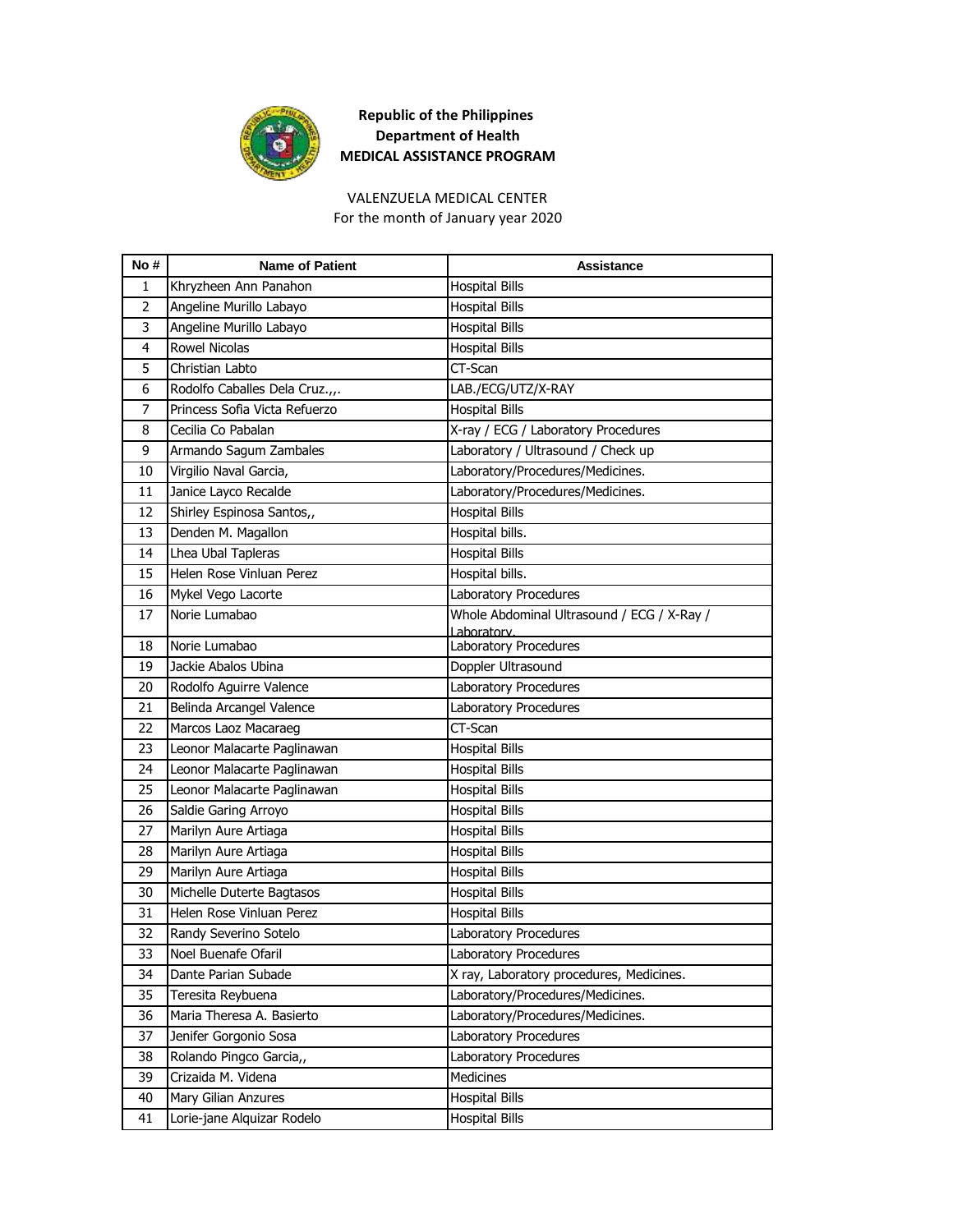**Republic of the Philippines**
**Department of Health**
**MEDICAL ASSISTANCE PROGRAM**

VALENZUELA MEDICAL CENTER
For the month of January year 2020

| No # | Name of Patient | Assistance |
|---|---|---|
| 1 | Khryzheen Ann Panahon | Hospital Bills |
| 2 | Angeline Murillo Labayo | Hospital Bills |
| 3 | Angeline Murillo Labayo | Hospital Bills |
| 4 | Rowel Nicolas | Hospital Bills |
| 5 | Christian Labto | CT-Scan |
| 6 | Rodolfo Caballes Dela Cruz.,,. | LAB./ECG/UTZ/X-RAY |
| 7 | Princess Sofia Victa Refuerzo | Hospital Bills |
| 8 | Cecilia Co Pabalan | X-ray / ECG / Laboratory Procedures |
| 9 | Armando Sagum Zambales | Laboratory / Ultrasound / Check up |
| 10 | Virgilio Naval Garcia, | Laboratory/Procedures/Medicines. |
| 11 | Janice Layco Recalde | Laboratory/Procedures/Medicines. |
| 12 | Shirley Espinosa Santos,, | Hospital Bills |
| 13 | Denden M. Magallon | Hospital bills. |
| 14 | Lhea Ubal Tapleras | Hospital Bills |
| 15 | Helen Rose Vinluan Perez | Hospital bills. |
| 16 | Mykel Vego Lacorte | Laboratory Procedures |
| 17 | Norie Lumabao | Whole Abdominal Ultrasound / ECG / X-Ray / Laboratory. |
| 18 | Norie Lumabao | Laboratory Procedures |
| 19 | Jackie Abalos Ubina | Doppler Ultrasound |
| 20 | Rodolfo Aguirre Valence | Laboratory Procedures |
| 21 | Belinda Arcangel Valence | Laboratory Procedures |
| 22 | Marcos Laoz Macaraeg | CT-Scan |
| 23 | Leonor Malacarte Paglinawan | Hospital Bills |
| 24 | Leonor Malacarte Paglinawan | Hospital Bills |
| 25 | Leonor Malacarte Paglinawan | Hospital Bills |
| 26 | Saldie Garing Arroyo | Hospital Bills |
| 27 | Marilyn Aure Artiaga | Hospital Bills |
| 28 | Marilyn Aure Artiaga | Hospital Bills |
| 29 | Marilyn Aure Artiaga | Hospital Bills |
| 30 | Michelle Duterte Bagtasos | Hospital Bills |
| 31 | Helen Rose Vinluan Perez | Hospital Bills |
| 32 | Randy Severino Sotelo | Laboratory Procedures |
| 33 | Noel Buenafe Ofaril | Laboratory Procedures |
| 34 | Dante Parian Subade | X ray, Laboratory procedures, Medicines. |
| 35 | Teresita Reybuena | Laboratory/Procedures/Medicines. |
| 36 | Maria Theresa A. Basierto | Laboratory/Procedures/Medicines. |
| 37 | Jenifer Gorgonio Sosa | Laboratory Procedures |
| 38 | Rolando Pingco Garcia,, | Laboratory Procedures |
| 39 | Crizaida M. Videna | Medicines |
| 40 | Mary Gilian Anzures | Hospital Bills |
| 41 | Lorie-jane Alquizar Rodelo | Hospital Bills |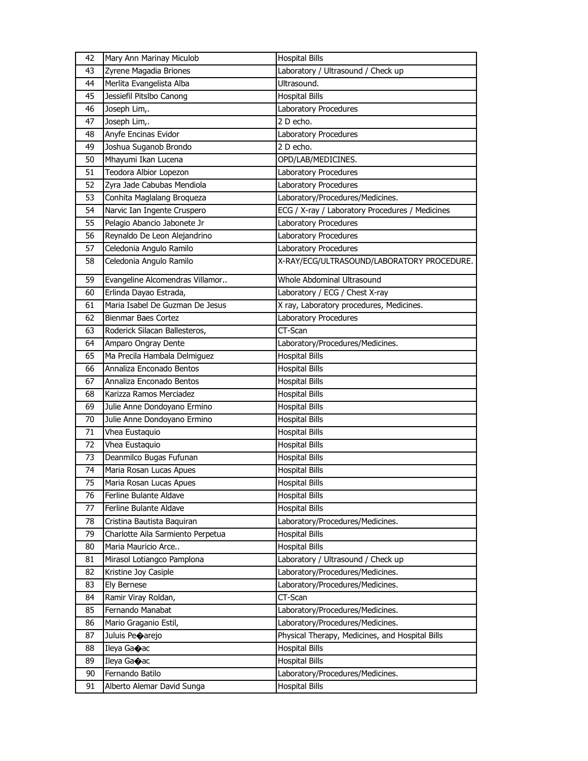| 42 | Mary Ann Marinay Miculob | Hospital Bills |
|---|---|---|
| 43 | Zyrene Magadia Briones | Laboratory / Ultrasound / Check up |
| 44 | Merlita Evangelista Alba | Ultrasound. |
| 45 | Jessiefil Pitslbo Canong | Hospital Bills |
| 46 | Joseph Lim,. | Laboratory Procedures |
| 47 | Joseph Lim,. | 2 D echo. |
| 48 | Anyfe Encinas Evidor | Laboratory Procedures |
| 49 | Joshua Suganob Brondo | 2 D echo. |
| 50 | Mhayumi Ikan Lucena | OPD/LAB/MEDICINES. |
| 51 | Teodora Albior Lopezon | Laboratory Procedures |
| 52 | Zyra Jade Cabubas Mendiola | Laboratory Procedures |
| 53 | Conhita Maglalang Broqueza | Laboratory/Procedures/Medicines. |
| 54 | Narvic Ian Ingente Cruspero | ECG / X-ray / Laboratory Procedures / Medicines |
| 55 | Pelagio Abancio Jabonete Jr | Laboratory Procedures |
| 56 | Reynaldo De Leon Alejandrino | Laboratory Procedures |
| 57 | Celedonia Angulo Ramilo | Laboratory Procedures |
| 58 | Celedonia Angulo Ramilo | X-RAY/ECG/ULTRASOUND/LABORATORY PROCEDURE. |
| 59 | Evangeline Alcomendras Villamor.. | Whole Abdominal Ultrasound |
| 60 | Erlinda Dayao Estrada, | Laboratory / ECG / Chest X-ray |
| 61 | Maria Isabel De Guzman De Jesus | X ray, Laboratory procedures, Medicines. |
| 62 | Bienmar Baes Cortez | Laboratory Procedures |
| 63 | Roderick Silacan Ballesteros, | CT-Scan |
| 64 | Amparo Ongray Dente | Laboratory/Procedures/Medicines. |
| 65 | Ma Precila Hambala Delmiguez | Hospital Bills |
| 66 | Annaliza Enconado Bentos | Hospital Bills |
| 67 | Annaliza Enconado Bentos | Hospital Bills |
| 68 | Karizza Ramos Merciadez | Hospital Bills |
| 69 | Julie Anne Dondoyano Ermino | Hospital Bills |
| 70 | Julie Anne Dondoyano Ermino | Hospital Bills |
| 71 | Vhea Eustaquio | Hospital Bills |
| 72 | Vhea Eustaquio | Hospital Bills |
| 73 | Deanmilco Bugas Fufunan | Hospital Bills |
| 74 | Maria Rosan Lucas Apues | Hospital Bills |
| 75 | Maria Rosan Lucas Apues | Hospital Bills |
| 76 | Ferline Bulante Aldave | Hospital Bills |
| 77 | Ferline Bulante Aldave | Hospital Bills |
| 78 | Cristina Bautista Baquiran | Laboratory/Procedures/Medicines. |
| 79 | Charlotte Aila Sarmiento Perpetua | Hospital Bills |
| 80 | Maria Mauricio Arce.. | Hospital Bills |
| 81 | Mirasol Lotiangco Pamplona | Laboratory / Ultrasound / Check up |
| 82 | Kristine Joy Casiple | Laboratory/Procedures/Medicines. |
| 83 | Ely Bernese | Laboratory/Procedures/Medicines. |
| 84 | Ramir Viray Roldan, | CT-Scan |
| 85 | Fernando Manabat | Laboratory/Procedures/Medicines. |
| 86 | Mario Graganio Estil, | Laboratory/Procedures/Medicines. |
| 87 | Juluis Pe�arejo | Physical Therapy, Medicines, and Hospital Bills |
| 88 | Ileya Ga�ac | Hospital Bills |
| 89 | Ileya Ga�ac | Hospital Bills |
| 90 | Fernando Batilo | Laboratory/Procedures/Medicines. |
| 91 | Alberto Alemar David Sunga | Hospital Bills |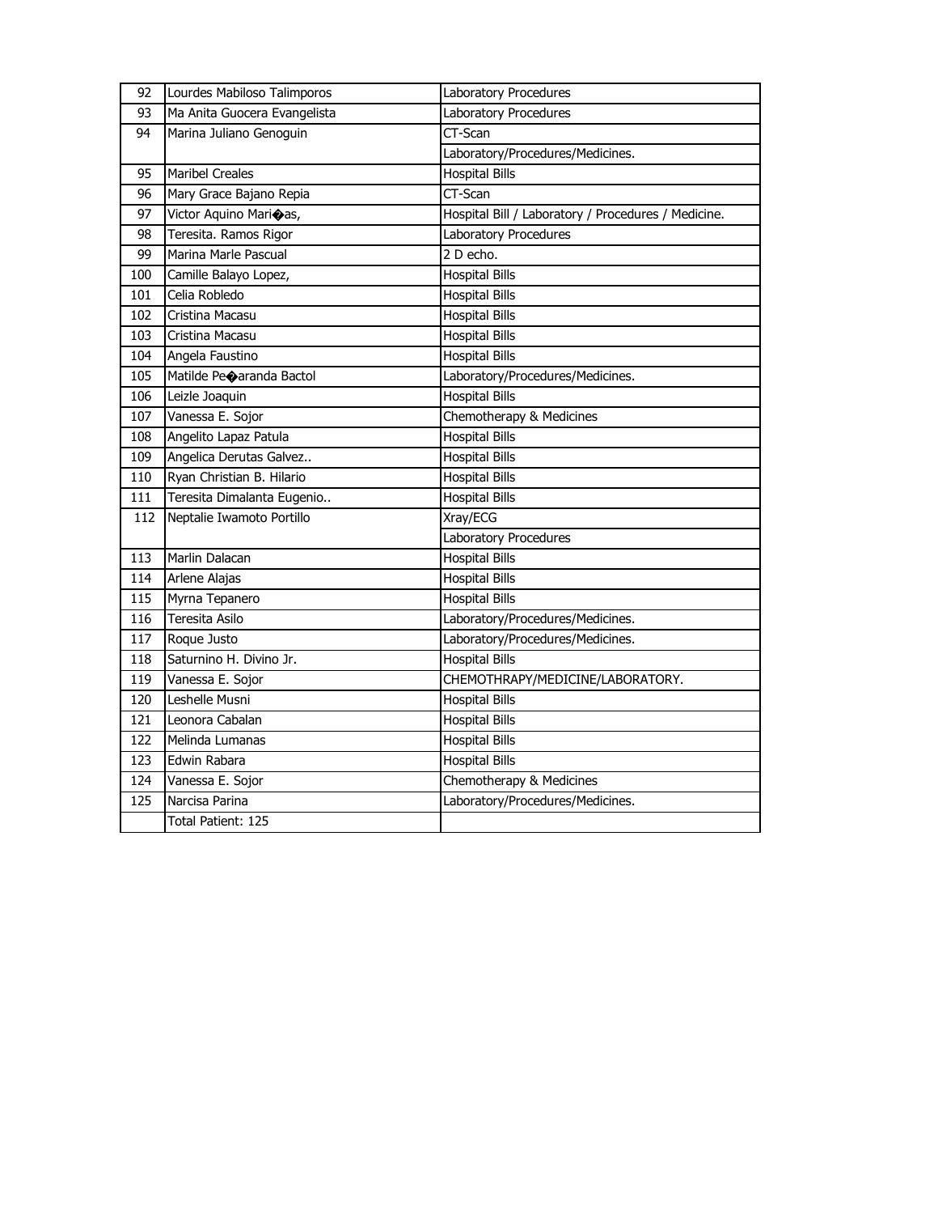| 92 | Lourdes Mabiloso Talimporos | Laboratory Procedures |
|---|---|---|
| 93 | Ma Anita Guocera Evangelista | Laboratory Procedures |
| 94 | Marina Juliano Genoguin | CT-Scan |
| | | Laboratory/Procedures/Medicines. |
| 95 | Maribel Creales | Hospital Bills |
| 96 | Mary Grace Bajano Repia | CT-Scan |
| 97 | Victor Aquino Mari�as, | Hospital Bill / Laboratory / Procedures / Medicine. |
| 98 | Teresita. Ramos Rigor | Laboratory Procedures |
| 99 | Marina Marle Pascual | 2 D echo. |
| 100 | Camille Balayo Lopez, | Hospital Bills |
| 101 | Celia Robledo | Hospital Bills |
| 102 | Cristina Macasu | Hospital Bills |
| 103 | Cristina Macasu | Hospital Bills |
| 104 | Angela Faustino | Hospital Bills |
| 105 | Matilde Pe�aranda Bactol | Laboratory/Procedures/Medicines. |
| 106 | Leizle Joaquin | Hospital Bills |
| 107 | Vanessa E. Sojor | Chemotherapy & Medicines |
| 108 | Angelito Lapaz Patula | Hospital Bills |
| 109 | Angelica Derutas Galvez.. | Hospital Bills |
| 110 | Ryan Christian B. Hilario | Hospital Bills |
| 111 | Teresita Dimalanta Eugenio.. | Hospital Bills |
| 112 | Neptalie Iwamoto Portillo | Xray/ECG |
| | | Laboratory Procedures |
| 113 | Marlin Dalacan | Hospital Bills |
| 114 | Arlene Alajas | Hospital Bills |
| 115 | Myrna Tepanero | Hospital Bills |
| 116 | Teresita Asilo | Laboratory/Procedures/Medicines. |
| 117 | Roque Justo | Laboratory/Procedures/Medicines. |
| 118 | Saturnino H. Divino Jr. | Hospital Bills |
| 119 | Vanessa E. Sojor | CHEMOTHRAPY/MEDICINE/LABORATORY. |
| 120 | Leshelle Musni | Hospital Bills |
| 121 | Leonora Cabalan | Hospital Bills |
| 122 | Melinda Lumanas | Hospital Bills |
| 123 | Edwin Rabara | Hospital Bills |
| 124 | Vanessa E. Sojor | Chemotherapy & Medicines |
| 125 | Narcisa Parina | Laboratory/Procedures/Medicines. |
| | Total Patient: 125 | |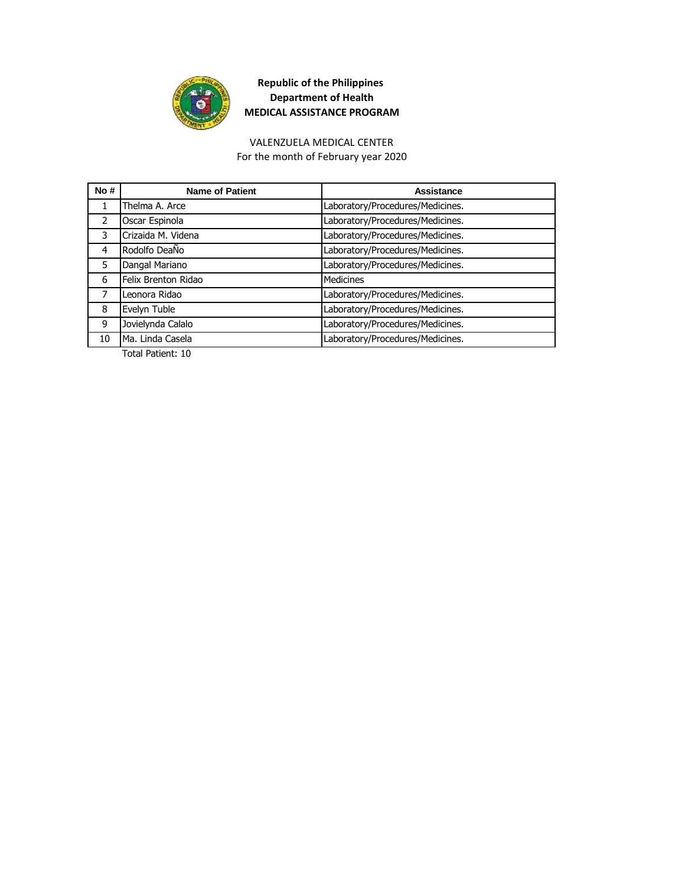**Republic of the Philippines**
**Department of Health**
**MEDICAL ASSISTANCE PROGRAM**

VALENZUELA MEDICAL CENTER
For the month of February year 2020

| No # | Name of Patient | Assistance |
|---|---|---|
| 1 | Thelma A. Arce | Laboratory/Procedures/Medicines. |
| 2 | Oscar Espinola | Laboratory/Procedures/Medicines. |
| 3 | Crizaida M. Videna | Laboratory/Procedures/Medicines. |
| 4 | Rodolfo DeaÑo | Laboratory/Procedures/Medicines. |
| 5 | Dangal Mariano | Laboratory/Procedures/Medicines. |
| 6 | Felix Brenton Ridao | Medicines |
| 7 | Leonora Ridao | Laboratory/Procedures/Medicines. |
| 8 | Evelyn Tuble | Laboratory/Procedures/Medicines. |
| 9 | Jovielynda Calalo | Laboratory/Procedures/Medicines. |
| 10 | Ma. Linda Casela | Laboratory/Procedures/Medicines. |

Total Patient: 10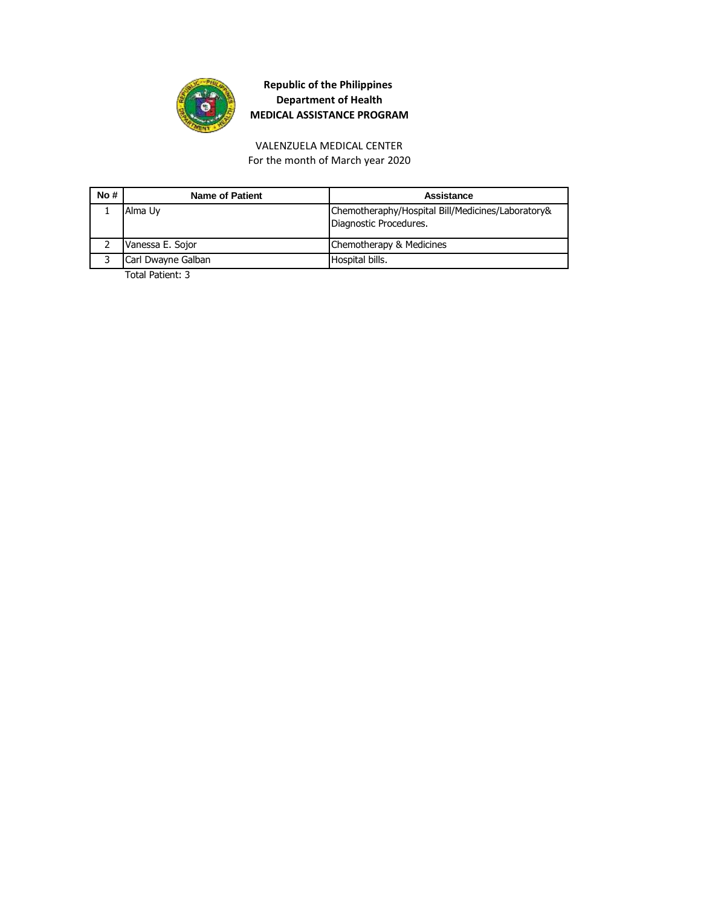**Republic of the Philippines**
**Department of Health**
**MEDICAL ASSISTANCE PROGRAM**

VALENZUELA MEDICAL CENTER
For the month of March year 2020

| No # | Name of Patient | Assistance |
|---|---|---|
| 1 | Alma Uy | Chemotheraphy/Hospital Bill/Medicines/Laboratory& Diagnostic Procedures. |
| 2 | Vanessa E. Sojor | Chemotherapy & Medicines |
| 3 | Carl Dwayne Galban | Hospital bills. |

Total Patient: 3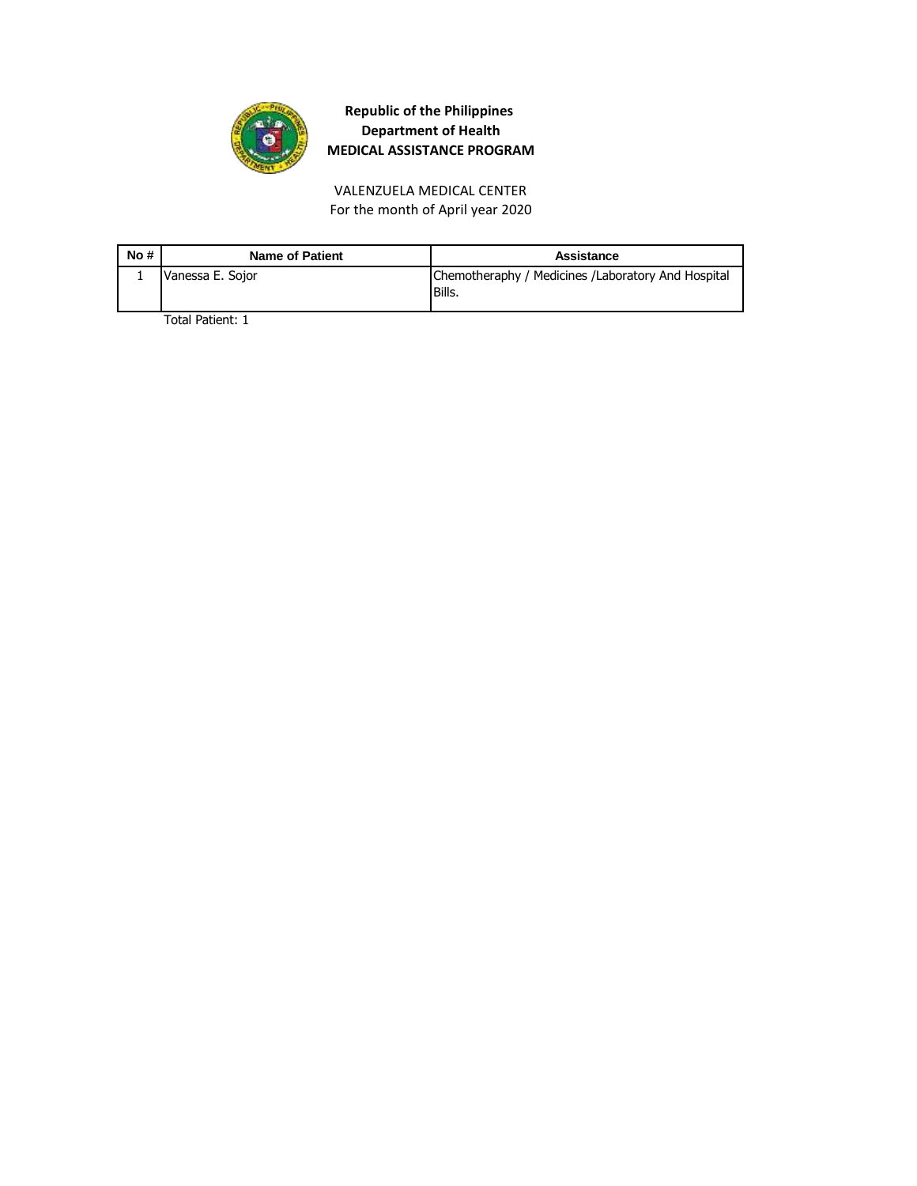**Republic of the Philippines**
**Department of Health**
**MEDICAL ASSISTANCE PROGRAM**

VALENZUELA MEDICAL CENTER
For the month of April year 2020

| No # | Name of Patient | Assistance |
|---|---|---|
| 1 | Vanessa E. Sojor | Chemotheraphy / Medicines /Laboratory And Hospital Bills. |

Total Patient: 1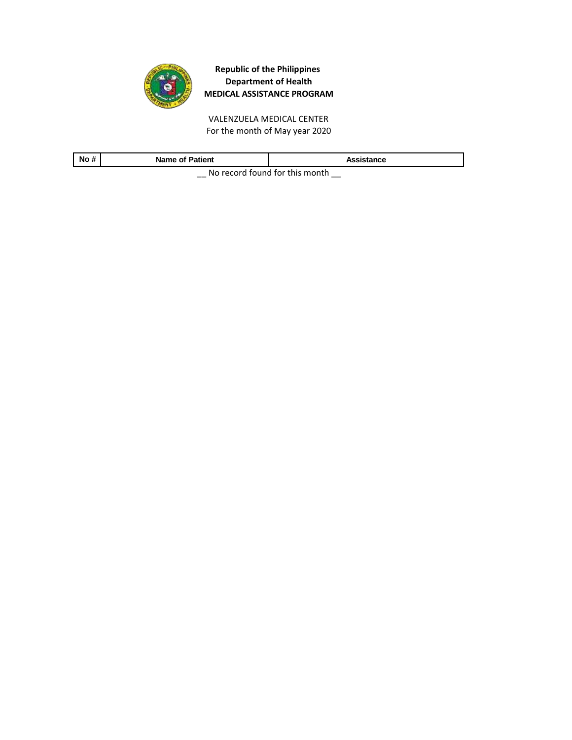**Republic of the Philippines**
**Department of Health**
**MEDICAL ASSISTANCE PROGRAM**

VALENZUELA MEDICAL CENTER
For the month of May year 2020

| No # | Name of Patient | Assistance |
|---|---|---|

__ No record found for this month __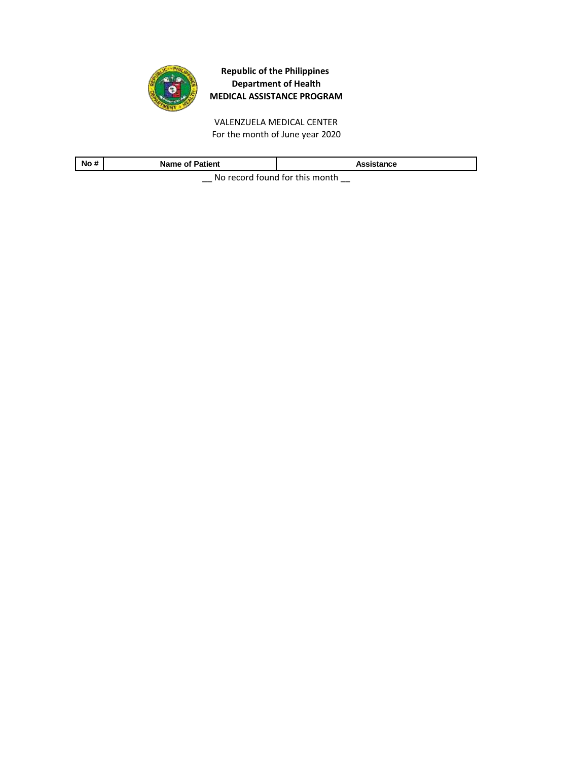**Republic of the Philippines**
**Department of Health**
**MEDICAL ASSISTANCE PROGRAM**

VALENZUELA MEDICAL CENTER
For the month of June year 2020

| No # | Name of Patient | Assistance |
|---|---|---|

__ No record found for this month __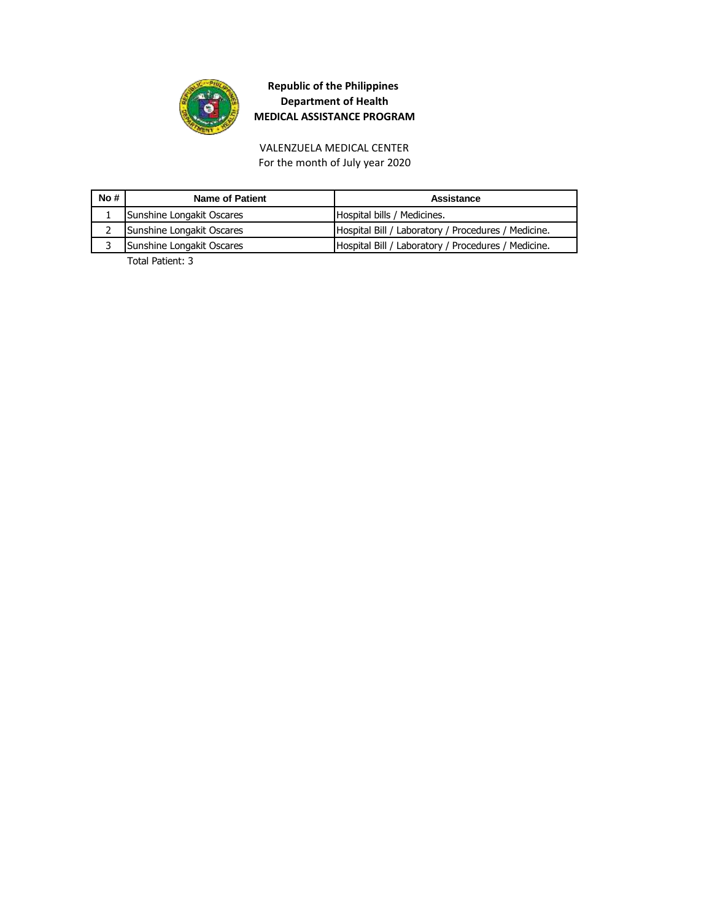**Republic of the Philippines**
**Department of Health**
**MEDICAL ASSISTANCE PROGRAM**

VALENZUELA MEDICAL CENTER
For the month of July year 2020

| No # | Name of Patient | Assistance |
|---|---|---|
| 1 | Sunshine Longakit Oscares | Hospital bills / Medicines. |
| 2 | Sunshine Longakit Oscares | Hospital Bill / Laboratory / Procedures / Medicine. |
| 3 | Sunshine Longakit Oscares | Hospital Bill / Laboratory / Procedures / Medicine. |

Total Patient: 3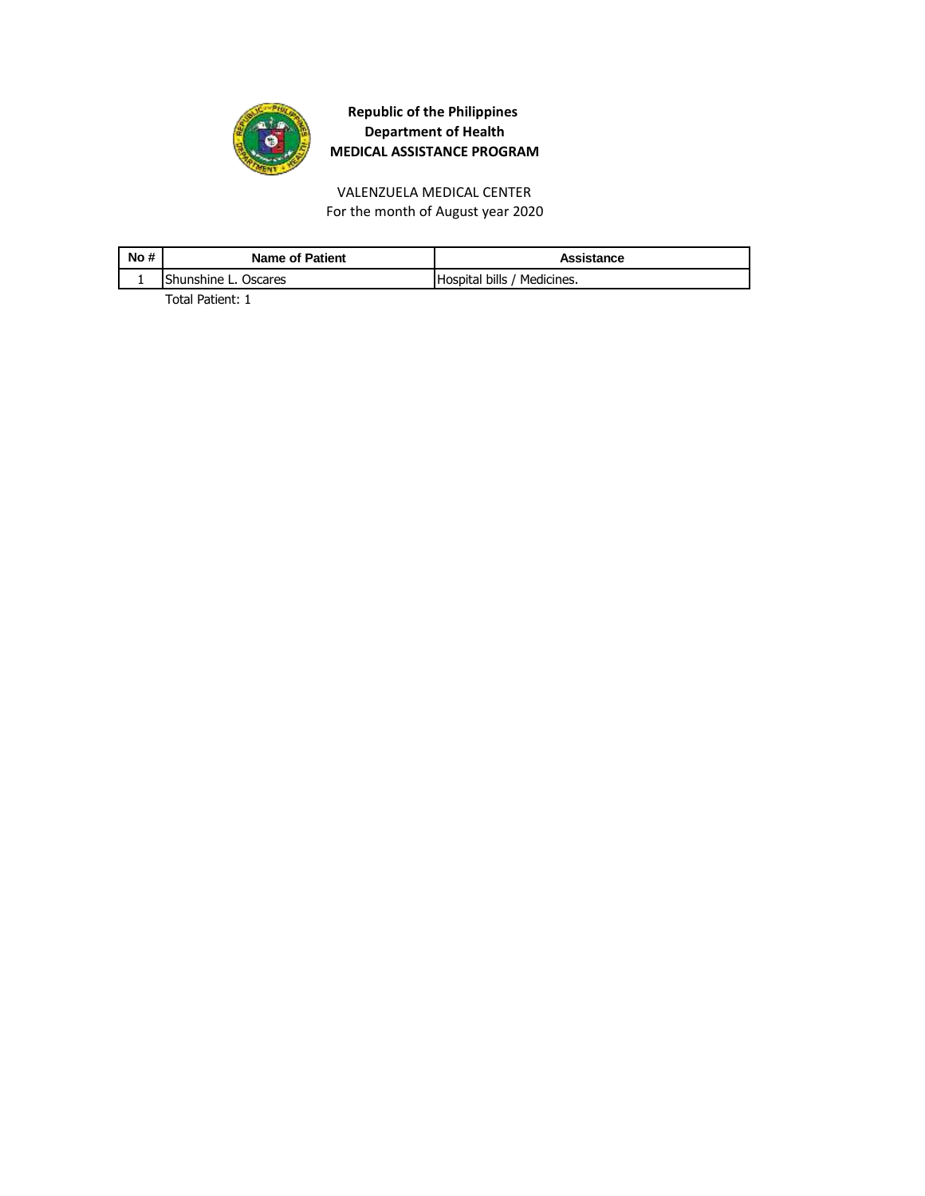**Republic of the Philippines**
**Department of Health**
**MEDICAL ASSISTANCE PROGRAM**

VALENZUELA MEDICAL CENTER
For the month of August year 2020

| No # | Name of Patient | Assistance |
|---|---|---|
| 1 | Shunshine L. Oscares | Hospital bills / Medicines. |

Total Patient: 1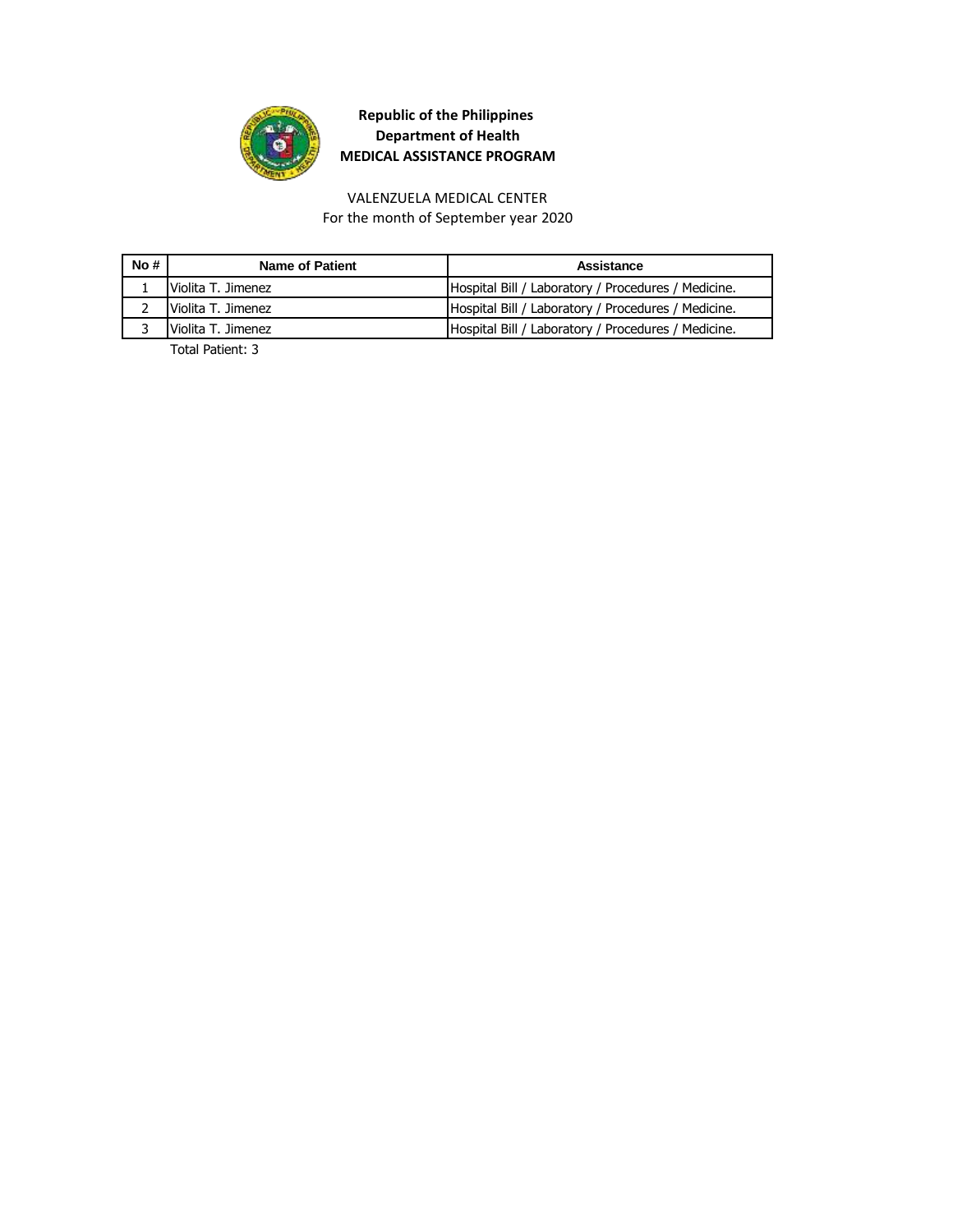**Republic of the Philippines**
**Department of Health**
**MEDICAL ASSISTANCE PROGRAM**

VALENZUELA MEDICAL CENTER
For the month of September year 2020

| No # | Name of Patient | Assistance |
|---|---|---|
| 1 | Violita T. Jimenez | Hospital Bill / Laboratory / Procedures / Medicine. |
| 2 | Violita T. Jimenez | Hospital Bill / Laboratory / Procedures / Medicine. |
| 3 | Violita T. Jimenez | Hospital Bill / Laboratory / Procedures / Medicine. |

Total Patient: 3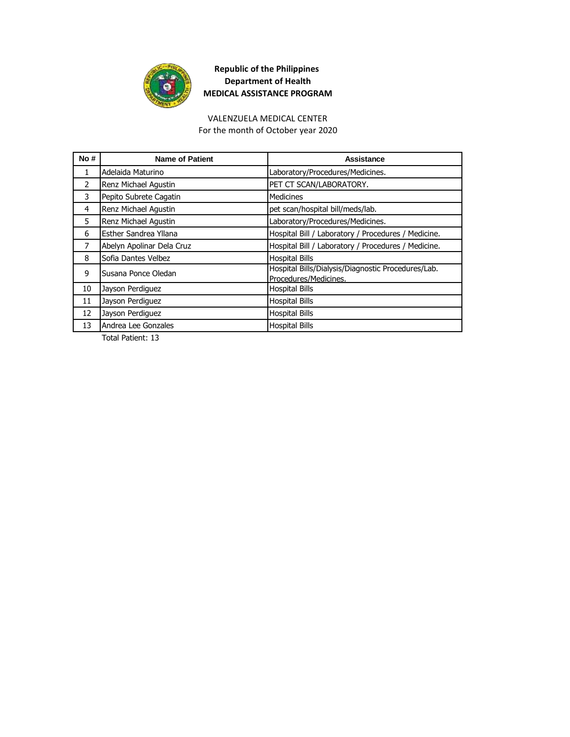**Republic of the Philippines**
**Department of Health**
**MEDICAL ASSISTANCE PROGRAM**

VALENZUELA MEDICAL CENTER
For the month of October year 2020

| No # | Name of Patient | Assistance |
|---|---|---|
| 1 | Adelaida Maturino | Laboratory/Procedures/Medicines. |
| 2 | Renz Michael Agustin | PET CT SCAN/LABORATORY. |
| 3 | Pepito Subrete Cagatin | Medicines |
| 4 | Renz Michael Agustin | pet scan/hospital bill/meds/lab. |
| 5 | Renz Michael Agustin | Laboratory/Procedures/Medicines. |
| 6 | Esther Sandrea Yllana | Hospital Bill / Laboratory / Procedures / Medicine. |
| 7 | Abelyn Apolinar Dela Cruz | Hospital Bill / Laboratory / Procedures / Medicine. |
| 8 | Sofia Dantes Velbez | Hospital Bills |
| 9 | Susana Ponce Oledan | Hospital Bills/Dialysis/Diagnostic Procedures/Lab. Procedures/Medicines. |
| 10 | Jayson Perdiguez | Hospital Bills |
| 11 | Jayson Perdiguez | Hospital Bills |
| 12 | Jayson Perdiguez | Hospital Bills |
| 13 | Andrea Lee Gonzales | Hospital Bills |

Total Patient: 13